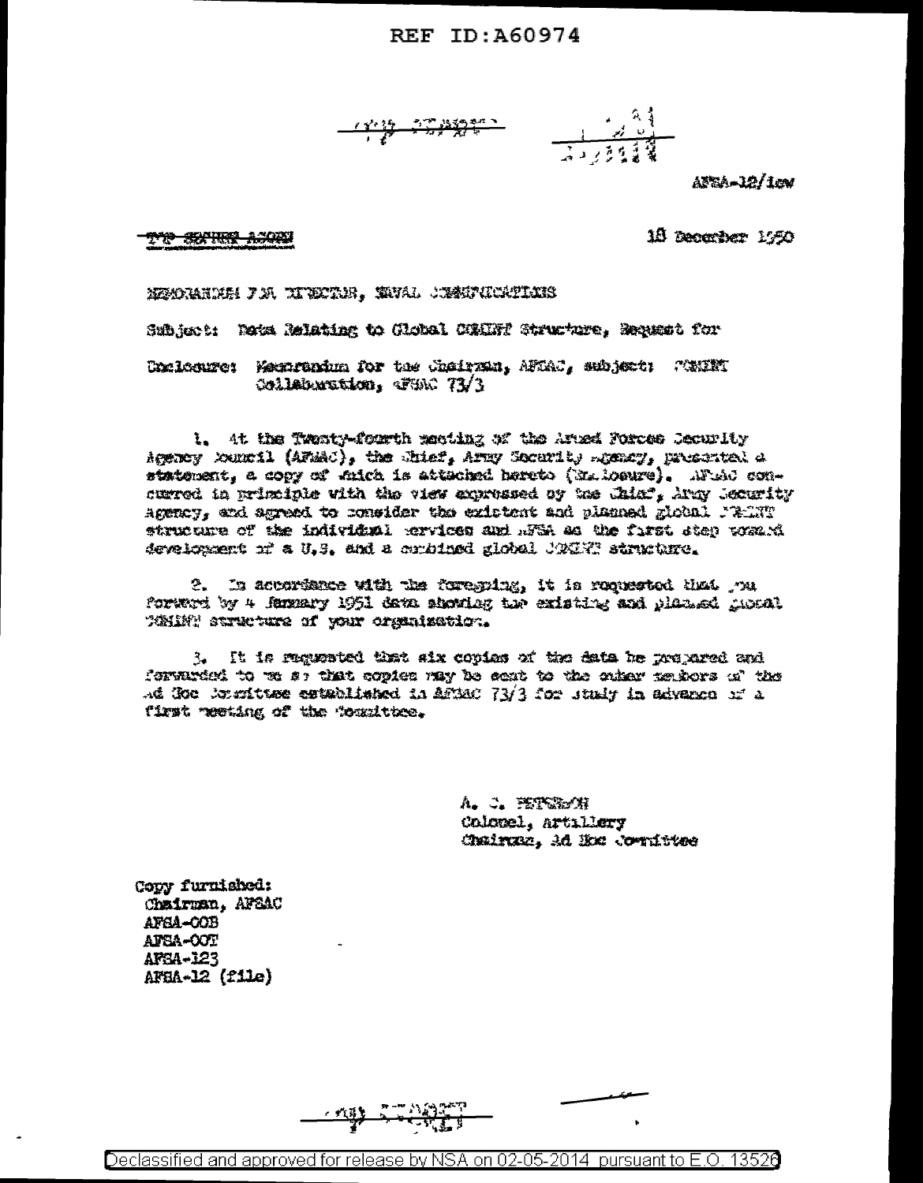REF ID:A60974

AFSA-12/lcw

TOP SECRET ACORN

18 December 1950

MEMORANDUM FOR DIRECTOR, NAVAL COMMUNICATIONS

Subject: Data Relating to Global COMINT Structure, Request for

Enclosure: Memorandum for the Chairman, AFSAC, subject: COMINT Collaboration, AFSAC 73/3

1. At the Twenty-fourth meeting of the Armed Forces Security Agency Council (AFSAC), the Chief, Army Security Agency, presented a statement, a copy of which is attached hereto (Enclosure). AFSAC concurred in principle with the view expressed by the Chief, Army Security Agency, and agreed to consider the existent and planned global COMINT structure of the individual services and AFSA as the first step toward development of a U.S. and a combined global COMINT structure.

2. In accordance with the foregoing, it is requested that you forward by 4 January 1951 data showing the existing and planned global COMINT structure of your organization.

3. It is requested that six copies of the data be prepared and forwarded to me so that copies may be sent to the other members of the Ad Hoc Committee established in AFSAC 73/3 for study in advance of a first meeting of the Committee.

A. C. PETERSON
Colonel, Artillery
Chairman, Ad Hoc Committee

Copy furnished:
Chairman, AFSAC
AFSA-OOB
AFSA-OOT
AFSA-123
AFSA-12 (file)

Declassified and approved for release by NSA on 02-05-2014 pursuant to E.O. 13526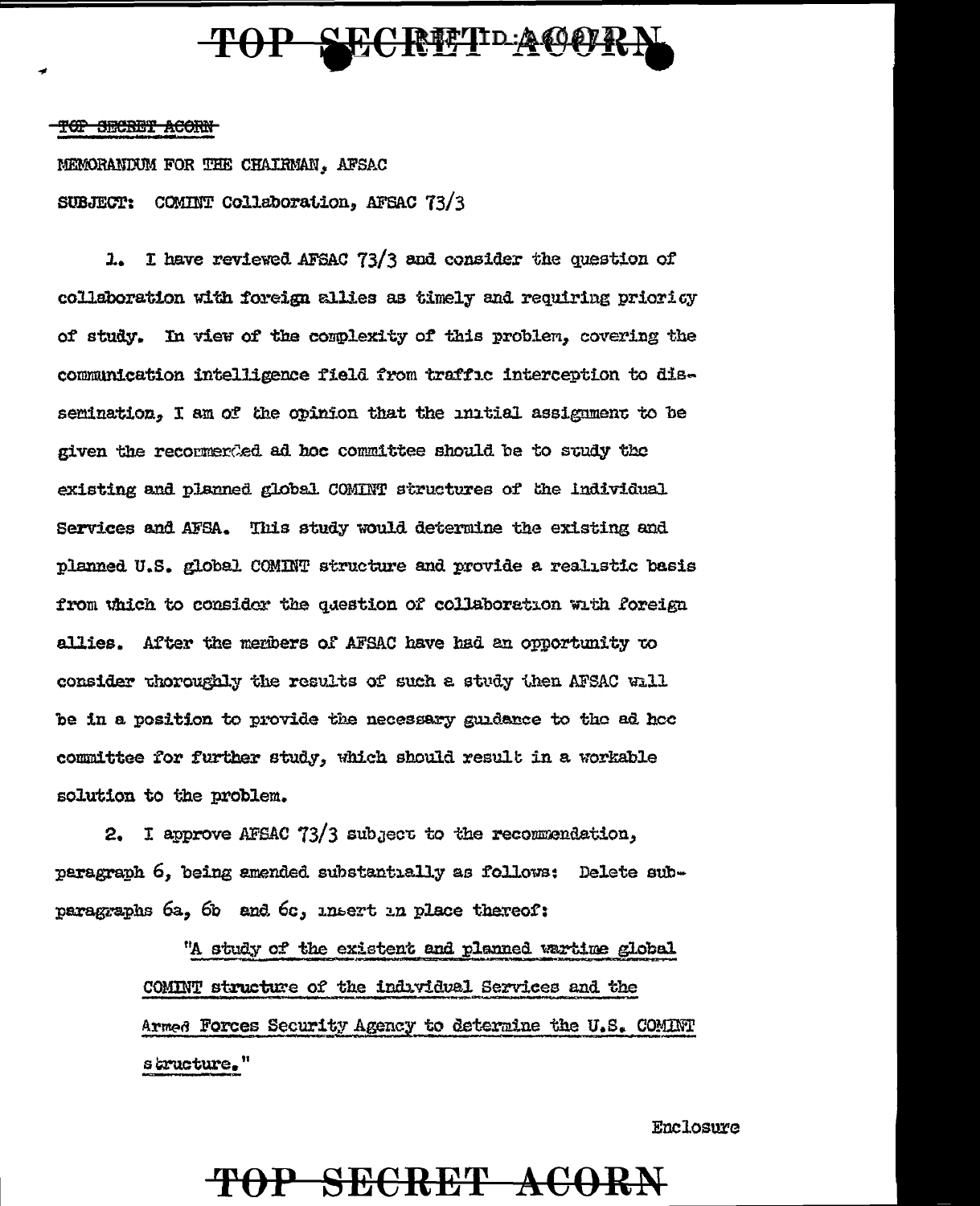~~TOP SECRET ACORN~~

MEMORANDUM FOR THE CHAIRMAN, AFSAC

SUBJECT: COMINT Collaboration, AFSAC 73/3

1. I have reviewed AFSAC 73/3 and consider the question of collaboration with foreign allies as timely and requiring priority of study. In view of the complexity of this problem, covering the communication intelligence field from traffic interception to dissemination, I am of the opinion that the initial assignment to be given the recommended ad hoc committee should be to study the existing and planned global COMINT structures of the individual Services and AFSA. This study would determine the existing and planned U.S. global COMINT structure and provide a realistic basis from which to consider the question of collaboration with foreign allies. After the members of AFSAC have had an opportunity to consider thoroughly the results of such a study then AFSAC will be in a position to provide the necessary guidance to the ad hoc committee for further study, which should result in a workable solution to the problem.

2. I approve AFSAC 73/3 subject to the recommendation, paragraph 6, being amended substantially as follows: Delete subparagraphs 6a, 6b and 6c, insert in place thereof:

> "A study of the existent and planned wartime global COMINT structure of the individual Services and the Armed Forces Security Agency to determine the U.S. COMINT structure."

Enclosure

~~TOP SECRET ACORN~~